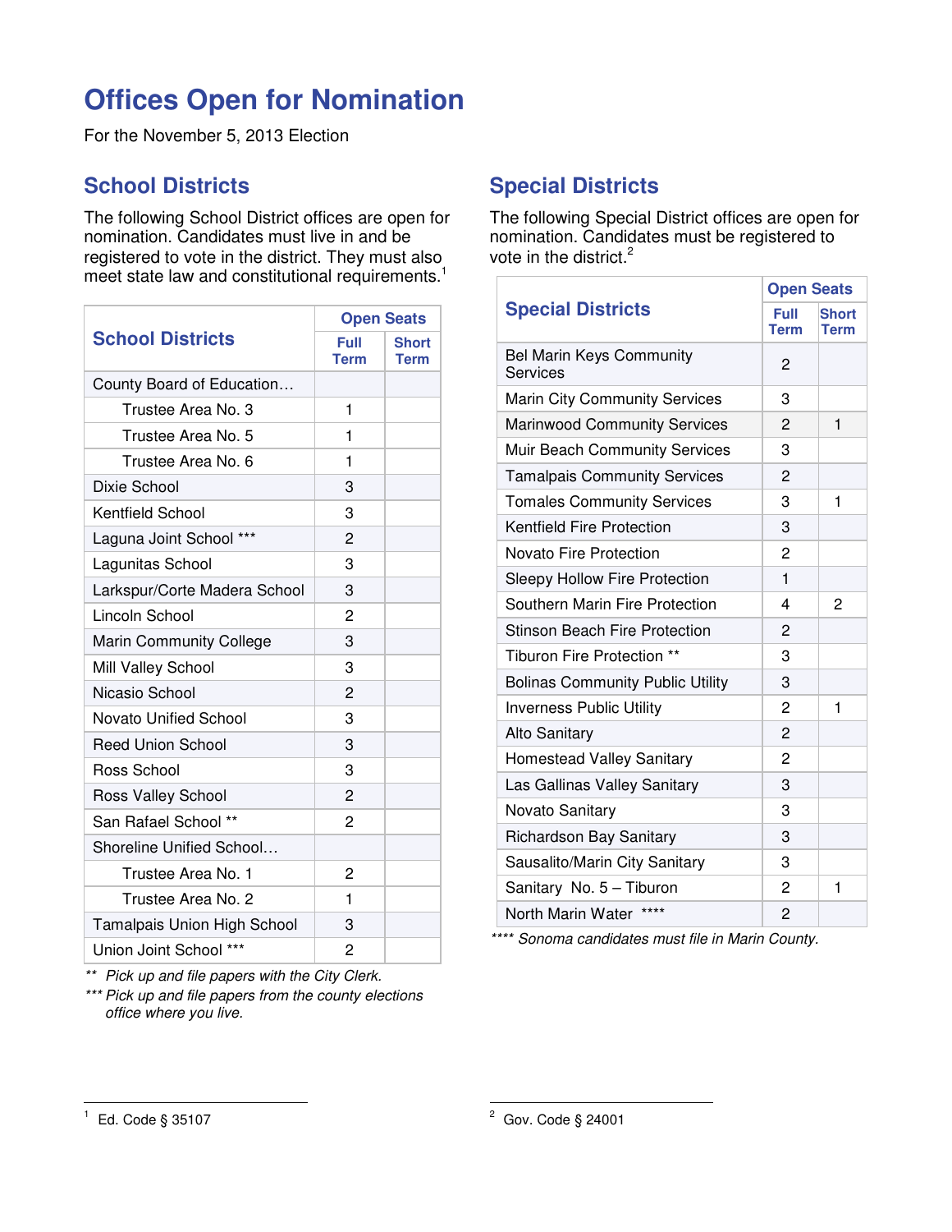# Offices Open for Nomination

For the November 5, 2013 Election

## School Districts

The following School District offices are open for nomination. Candidates must live in and be registered to vote in the district. They must also meet state law and constitutional requirements.[1]

| School Districts | Open Seats | |
|---|---|---|
| | Full Term | Short Term |
| County Board of Education… | | |
| Trustee Area No. 3 | 1 | |
| Trustee Area No. 5 | 1 | |
| Trustee Area No. 6 | 1 | |
| Dixie School | 3 | |
| Kentfield School | 3 | |
| Laguna Joint School *** | 2 | |
| Lagunitas School | 3 | |
| Larkspur/Corte Madera School | 3 | |
| Lincoln School | 2 | |
| Marin Community College | 3 | |
| Mill Valley School | 3 | |
| Nicasio School | 2 | |
| Novato Unified School | 3 | |
| Reed Union School | 3 | |
| Ross School | 3 | |
| Ross Valley School | 2 | |
| San Rafael School ** | 2 | |
| Shoreline Unified School… | | |
| Trustee Area No. 1 | 2 | |
| Trustee Area No. 2 | 1 | |
| Tamalpais Union High School | 3 | |
| Union Joint School *** | 2 | |

*\*\* Pick up and file papers with the City Clerk.*

*\*\*\* Pick up and file papers from the county elections office where you live.*

## Special Districts

The following Special District offices are open for nomination. Candidates must be registered to vote in the district.[2]

| Special Districts | Open Seats | |
|---|---|---|
| | Full Term | Short Term |
| Bel Marin Keys Community Services | 2 | |
| Marin City Community Services | 3 | |
| Marinwood Community Services | 2 | 1 |
| Muir Beach Community Services | 3 | |
| Tamalpais Community Services | 2 | |
| Tomales Community Services | 3 | 1 |
| Kentfield Fire Protection | 3 | |
| Novato Fire Protection | 2 | |
| Sleepy Hollow Fire Protection | 1 | |
| Southern Marin Fire Protection | 4 | 2 |
| Stinson Beach Fire Protection | 2 | |
| Tiburon Fire Protection ** | 3 | |
| Bolinas Community Public Utility | 3 | |
| Inverness Public Utility | 2 | 1 |
| Alto Sanitary | 2 | |
| Homestead Valley Sanitary | 2 | |
| Las Gallinas Valley Sanitary | 3 | |
| Novato Sanitary | 3 | |
| Richardson Bay Sanitary | 3 | |
| Sausalito/Marin City Sanitary | 3 | |
| Sanitary No. 5 – Tiburon | 2 | 1 |
| North Marin Water **** | 2 | |

*\*\*\*\* Sonoma candidates must file in Marin County.*

---

[1] Ed. Code § 35107

[2] Gov. Code § 24001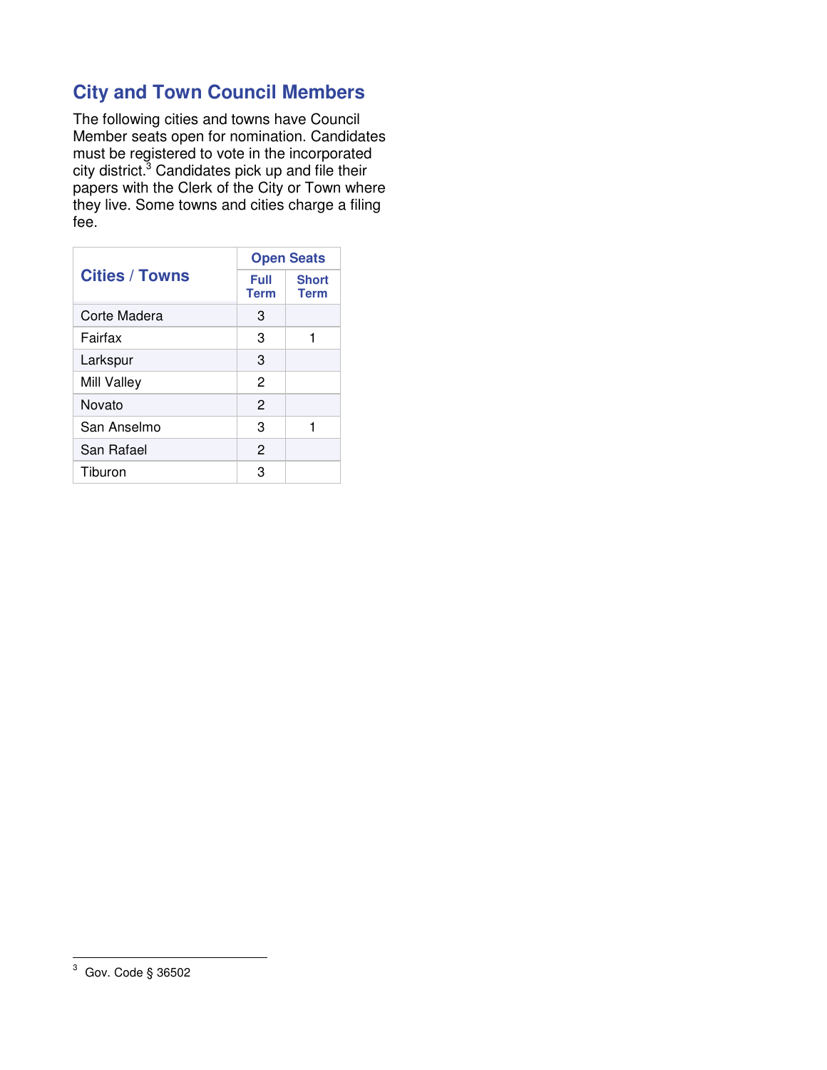## City and Town Council Members

The following cities and towns have Council Member seats open for nomination. Candidates must be registered to vote in the incorporated city district.[3] Candidates pick up and file their papers with the Clerk of the City or Town where they live. Some towns and cities charge a filing fee.

| Cities / Towns | Open Seats | |
|---|---|---|
| | Full Term | Short Term |
| Corte Madera | 3 | |
| Fairfax | 3 | 1 |
| Larkspur | 3 | |
| Mill Valley | 2 | |
| Novato | 2 | |
| San Anselmo | 3 | 1 |
| San Rafael | 2 | |
| Tiburon | 3 | |

[3] Gov. Code § 36502